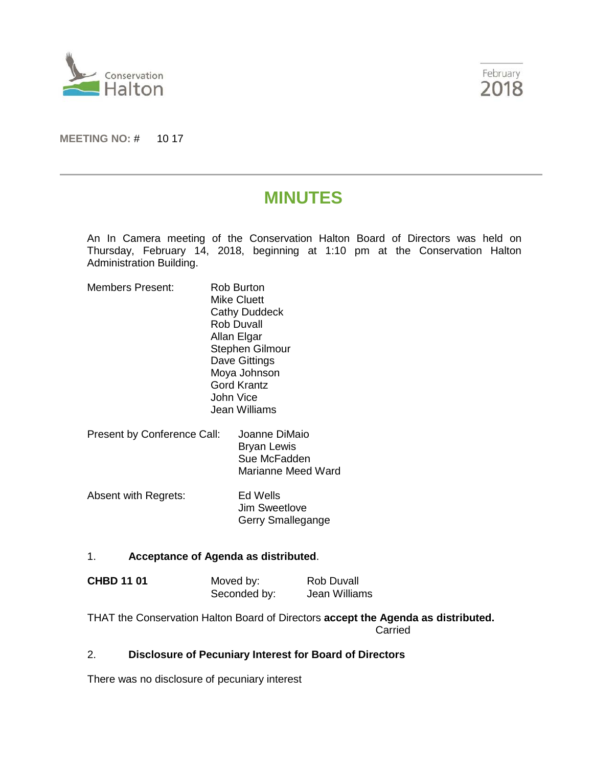Conservation Halton

February 2018

**MEETING NO: #** 10 17

# MINUTES

An In Camera meeting of the Conservation Halton Board of Directors was held on Thursday, February 14, 2018, beginning at 1:10 pm at the Conservation Halton Administration Building.

Members Present:
Rob Burton
Mike Cluett
Cathy Duddeck
Rob Duvall
Allan Elgar
Stephen Gilmour
Dave Gittings
Moya Johnson
Gord Krantz
John Vice
Jean Williams

Present by Conference Call:
Joanne DiMaio
Bryan Lewis
Sue McFadden
Marianne Meed Ward

Absent with Regrets:
Ed Wells
Jim Sweetlove
Gerry Smallegange

1. **Acceptance of Agenda as distributed**.

**CHBD 11 01** Moved by: Rob Duvall
Seconded by: Jean Williams

THAT the Conservation Halton Board of Directors **accept the Agenda as distributed.**

Carried

2. **Disclosure of Pecuniary Interest for Board of Directors**

There was no disclosure of pecuniary interest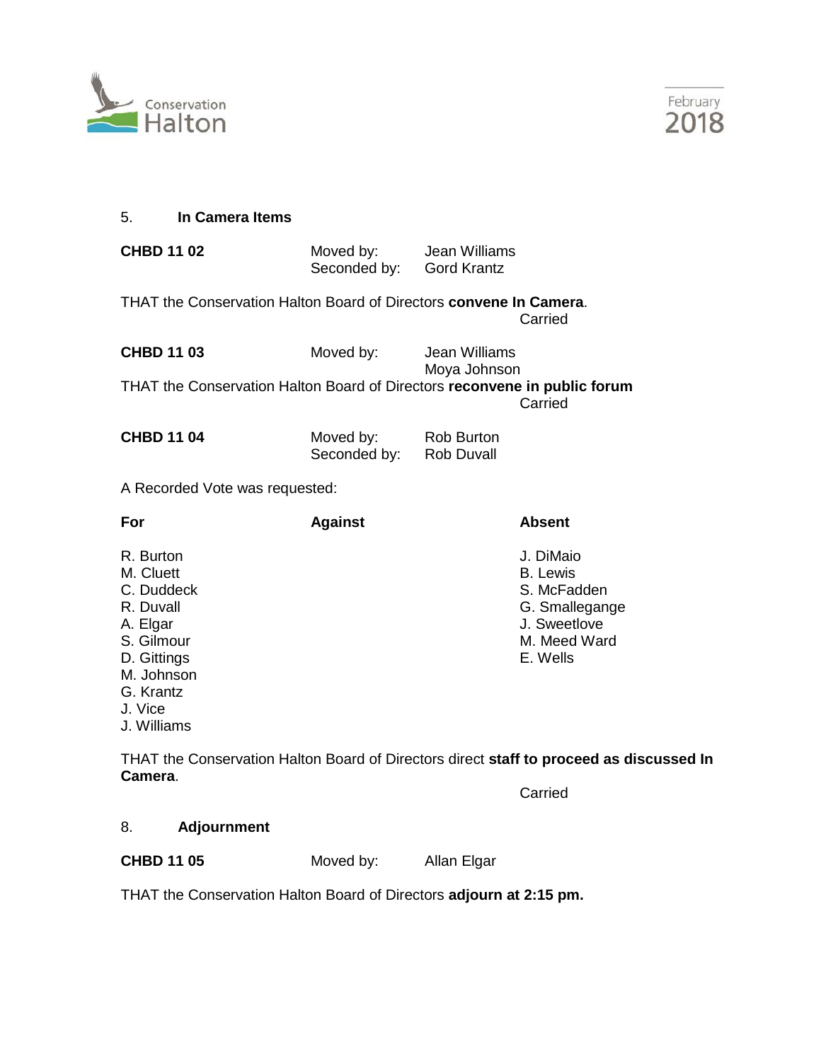5. **In Camera Items**

**CHBD 11 02** Moved by: Jean Williams
Seconded by: Gord Krantz

THAT the Conservation Halton Board of Directors **convene In Camera**.

Carried

**CHBD 11 03** Moved by: Jean Williams
Moya Johnson

THAT the Conservation Halton Board of Directors **reconvene in public forum**

Carried

**CHBD 11 04** Moved by: Rob Burton
Seconded by: Rob Duvall

A Recorded Vote was requested:

| For | Against | Absent |
|---|---|---|
| R. Burton | | J. DiMaio |
| M. Cluett | | B. Lewis |
| C. Duddeck | | S. McFadden |
| R. Duvall | | G. Smallegange |
| A. Elgar | | J. Sweetlove |
| S. Gilmour | | M. Meed Ward |
| D. Gittings | | E. Wells |
| M. Johnson | | |
| G. Krantz | | |
| J. Vice | | |
| J. Williams | | |

THAT the Conservation Halton Board of Directors direct **staff to proceed as discussed In Camera**.

Carried

8. **Adjournment**

**CHBD 11 05** Moved by: Allan Elgar

THAT the Conservation Halton Board of Directors **adjourn at 2:15 pm.**